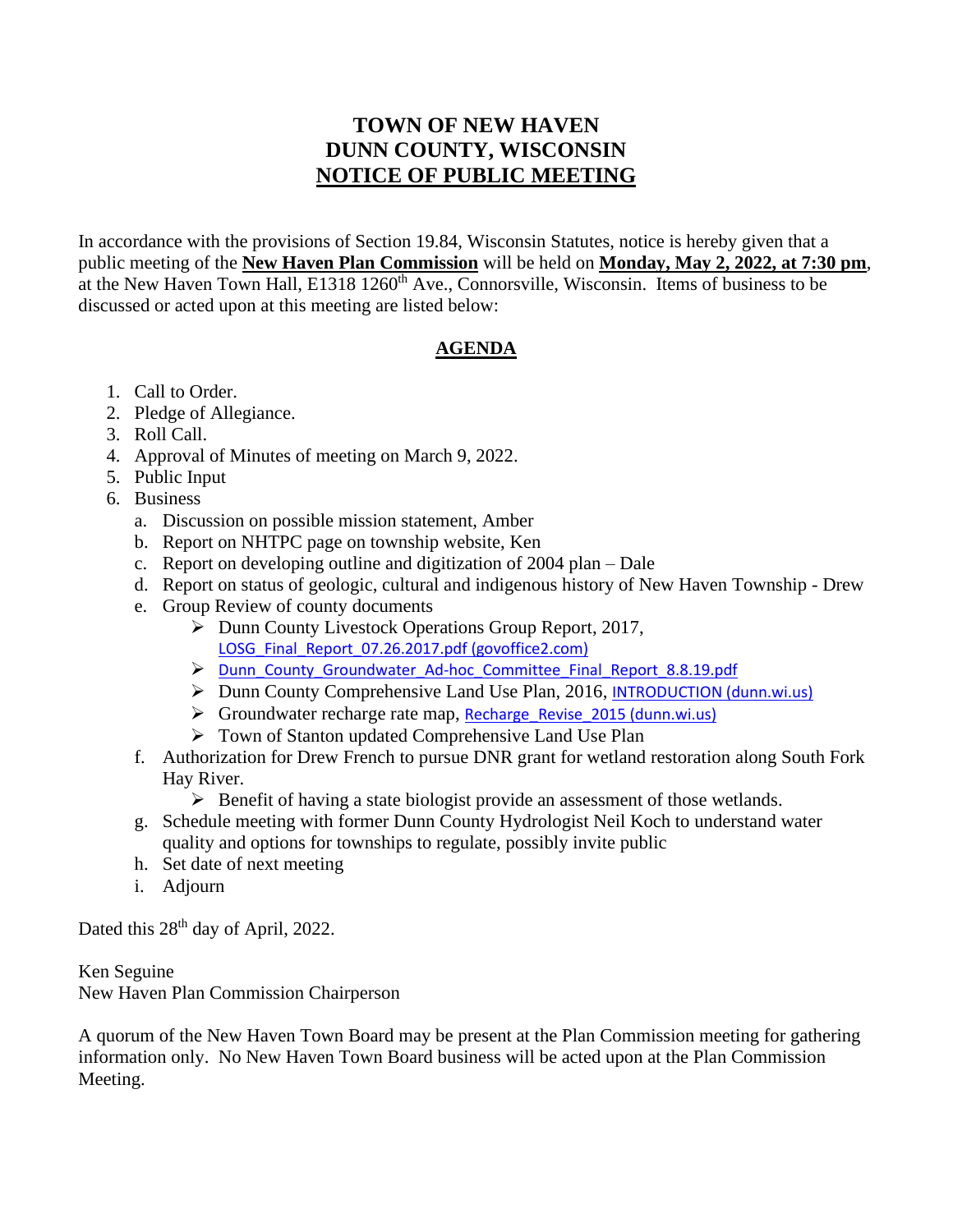# TOWN OF NEW HAVEN
# DUNN COUNTY, WISCONSIN
# NOTICE OF PUBLIC MEETING

In accordance with the provisions of Section 19.84, Wisconsin Statutes, notice is hereby given that a public meeting of the **New Haven Plan Commission** will be held on **Monday, May 2, 2022, at 7:30 pm**, at the New Haven Town Hall, E1318 1260th Ave., Connorsville, Wisconsin. Items of business to be discussed or acted upon at this meeting are listed below:

## AGENDA

1. Call to Order.
2. Pledge of Allegiance.
3. Roll Call.
4. Approval of Minutes of meeting on March 9, 2022.
5. Public Input
6. Business
   a. Discussion on possible mission statement, Amber
   b. Report on NHTPC page on township website, Ken
   c. Report on developing outline and digitization of 2004 plan – Dale
   d. Report on status of geologic, cultural and indigenous history of New Haven Township - Drew
   e. Group Review of county documents
      - Dunn County Livestock Operations Group Report, 2017, LOSG_Final_Report_07.26.2017.pdf (govoffice2.com)
      - Dunn_County_Groundwater_Ad-hoc_Committee_Final_Report_8.8.19.pdf
      - Dunn County Comprehensive Land Use Plan, 2016, INTRODUCTION (dunn.wi.us)
      - Groundwater recharge rate map, Recharge_Revise_2015 (dunn.wi.us)
      - Town of Stanton updated Comprehensive Land Use Plan
   f. Authorization for Drew French to pursue DNR grant for wetland restoration along South Fork Hay River.
      - Benefit of having a state biologist provide an assessment of those wetlands.
   g. Schedule meeting with former Dunn County Hydrologist Neil Koch to understand water quality and options for townships to regulate, possibly invite public
   h. Set date of next meeting
   i. Adjourn

Dated this 28th day of April, 2022.

Ken Seguine
New Haven Plan Commission Chairperson

A quorum of the New Haven Town Board may be present at the Plan Commission meeting for gathering information only. No New Haven Town Board business will be acted upon at the Plan Commission Meeting.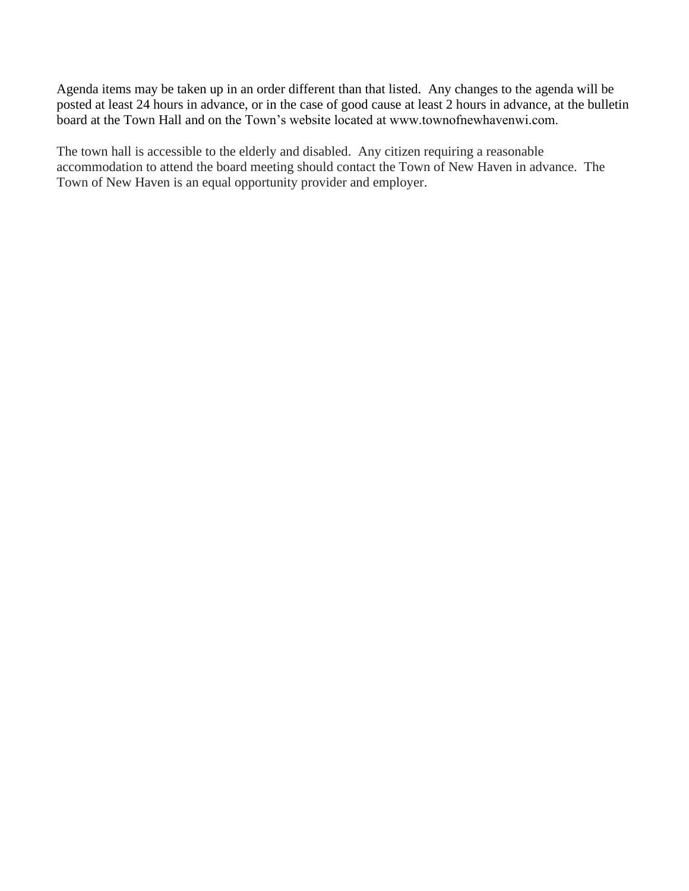Agenda items may be taken up in an order different than that listed. Any changes to the agenda will be posted at least 24 hours in advance, or in the case of good cause at least 2 hours in advance, at the bulletin board at the Town Hall and on the Town's website located at www.townofnewhavenwi.com.

The town hall is accessible to the elderly and disabled. Any citizen requiring a reasonable accommodation to attend the board meeting should contact the Town of New Haven in advance. The Town of New Haven is an equal opportunity provider and employer.